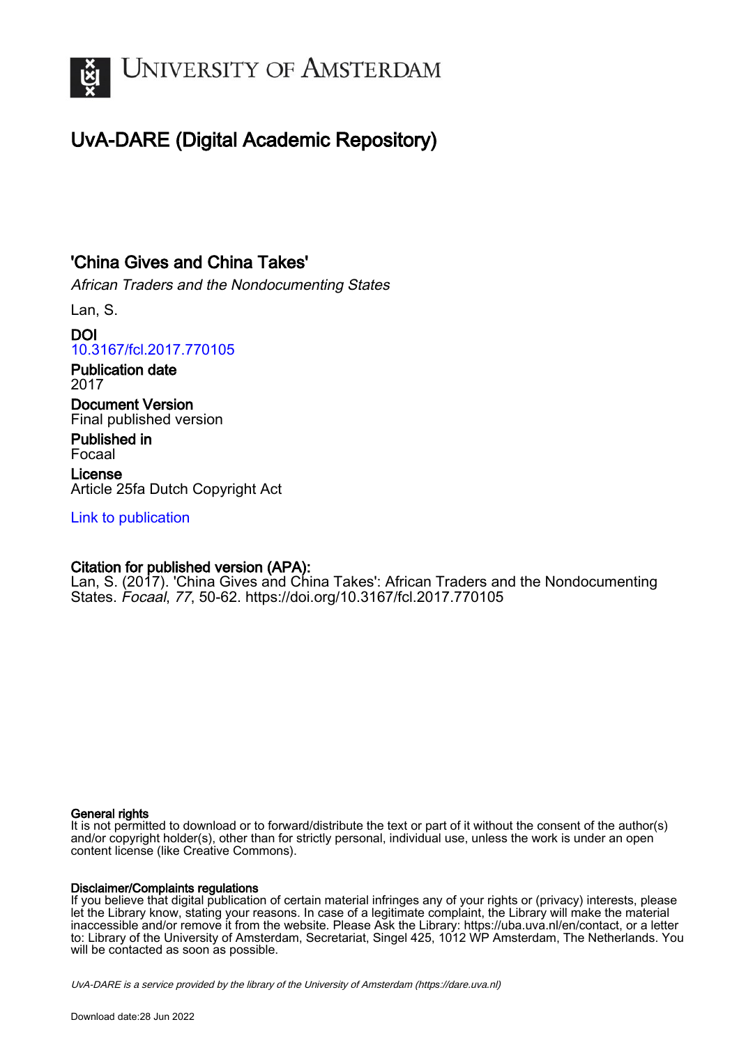# UvA-DARE (Digital Academic Repository)

## 'China Gives and China Takes'

*African Traders and the Nondocumenting States*

Lan, S.

**DOI**
10.3167/fcl.2017.770105

**Publication date**
2017

**Document Version**
Final published version

**Published in**
Focaal

**License**
Article 25fa Dutch Copyright Act

Link to publication

**Citation for published version (APA):**
Lan, S. (2017). 'China Gives and China Takes': African Traders and the Nondocumenting States. *Focaal*, *77*, 50-62. https://doi.org/10.3167/fcl.2017.770105

**General rights**
It is not permitted to download or to forward/distribute the text or part of it without the consent of the author(s) and/or copyright holder(s), other than for strictly personal, individual use, unless the work is under an open content license (like Creative Commons).

**Disclaimer/Complaints regulations**
If you believe that digital publication of certain material infringes any of your rights or (privacy) interests, please let the Library know, stating your reasons. In case of a legitimate complaint, the Library will make the material inaccessible and/or remove it from the website. Please Ask the Library: https://uba.uva.nl/en/contact, or a letter to: Library of the University of Amsterdam, Secretariat, Singel 425, 1012 WP Amsterdam, The Netherlands. You will be contacted as soon as possible.

*UvA-DARE is a service provided by the library of the University of Amsterdam (https://dare.uva.nl)*

Download date:28 Jun 2022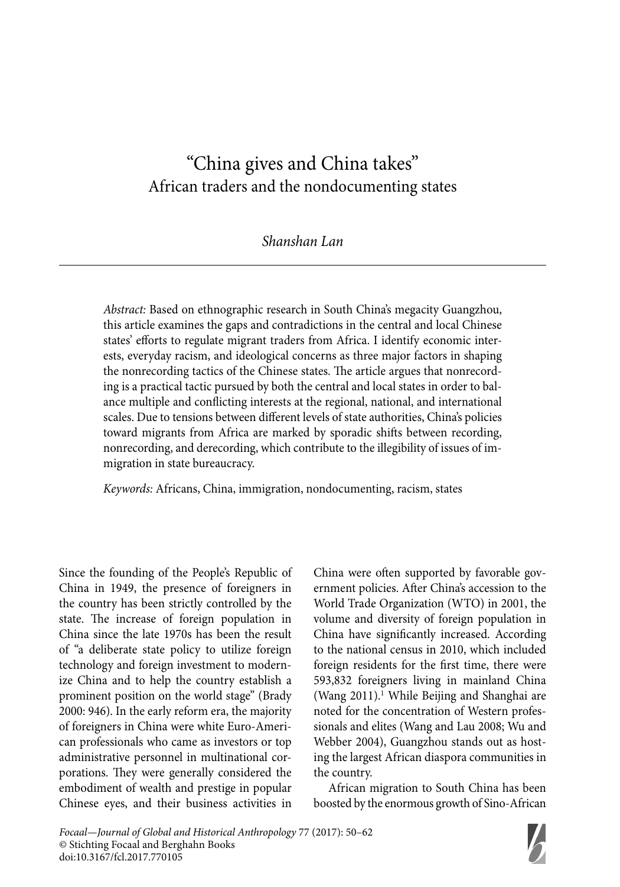# "China gives and China takes"

## African traders and the nondocumenting states

*Shanshan Lan*

*Abstract:* Based on ethnographic research in South China's megacity Guangzhou, this article examines the gaps and contradictions in the central and local Chinese states' efforts to regulate migrant traders from Africa. I identify economic interests, everyday racism, and ideological concerns as three major factors in shaping the nonrecording tactics of the Chinese states. The article argues that nonrecording is a practical tactic pursued by both the central and local states in order to balance multiple and conflicting interests at the regional, national, and international scales. Due to tensions between different levels of state authorities, China's policies toward migrants from Africa are marked by sporadic shifts between recording, nonrecording, and derecording, which contribute to the illegibility of issues of immigration in state bureaucracy.

*Keywords:* Africans, China, immigration, nondocumenting, racism, states

Since the founding of the People's Republic of China in 1949, the presence of foreigners in the country has been strictly controlled by the state. The increase of foreign population in China since the late 1970s has been the result of "a deliberate state policy to utilize foreign technology and foreign investment to modernize China and to help the country establish a prominent position on the world stage" (Brady 2000: 946). In the early reform era, the majority of foreigners in China were white Euro-American professionals who came as investors or top administrative personnel in multinational corporations. They were generally considered the embodiment of wealth and prestige in popular Chinese eyes, and their business activities in China were often supported by favorable government policies. After China's accession to the World Trade Organization (WTO) in 2001, the volume and diversity of foreign population in China have significantly increased. According to the national census in 2010, which included foreign residents for the first time, there were 593,832 foreigners living in mainland China (Wang 2011).[1] While Beijing and Shanghai are noted for the concentration of Western professionals and elites (Wang and Lau 2008; Wu and Webber 2004), Guangzhou stands out as hosting the largest African diaspora communities in the country.

African migration to South China has been boosted by the enormous growth of Sino-African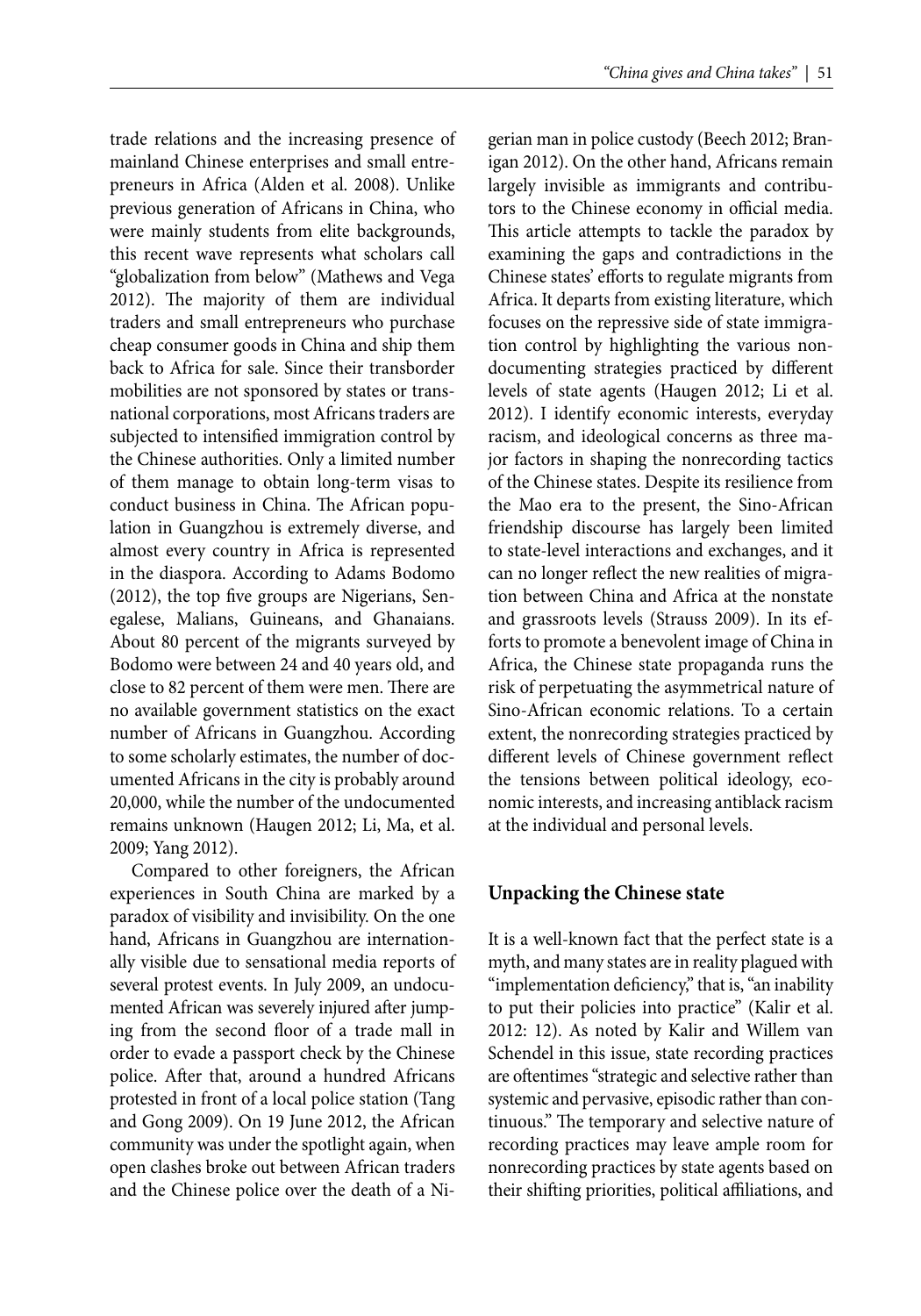trade relations and the increasing presence of mainland Chinese enterprises and small entrepreneurs in Africa (Alden et al. 2008). Unlike previous generation of Africans in China, who were mainly students from elite backgrounds, this recent wave represents what scholars call "globalization from below" (Mathews and Vega 2012). The majority of them are individual traders and small entrepreneurs who purchase cheap consumer goods in China and ship them back to Africa for sale. Since their transborder mobilities are not sponsored by states or transnational corporations, most Africans traders are subjected to intensified immigration control by the Chinese authorities. Only a limited number of them manage to obtain long-term visas to conduct business in China. The African population in Guangzhou is extremely diverse, and almost every country in Africa is represented in the diaspora. According to Adams Bodomo (2012), the top five groups are Nigerians, Senegalese, Malians, Guineans, and Ghanaians. About 80 percent of the migrants surveyed by Bodomo were between 24 and 40 years old, and close to 82 percent of them were men. There are no available government statistics on the exact number of Africans in Guangzhou. According to some scholarly estimates, the number of documented Africans in the city is probably around 20,000, while the number of the undocumented remains unknown (Haugen 2012; Li, Ma, et al. 2009; Yang 2012).

Compared to other foreigners, the African experiences in South China are marked by a paradox of visibility and invisibility. On the one hand, Africans in Guangzhou are internationally visible due to sensational media reports of several protest events. In July 2009, an undocumented African was severely injured after jumping from the second floor of a trade mall in order to evade a passport check by the Chinese police. After that, around a hundred Africans protested in front of a local police station (Tang and Gong 2009). On 19 June 2012, the African community was under the spotlight again, when open clashes broke out between African traders and the Chinese police over the death of a Nigerian man in police custody (Beech 2012; Branigan 2012). On the other hand, Africans remain largely invisible as immigrants and contributors to the Chinese economy in official media. This article attempts to tackle the paradox by examining the gaps and contradictions in the Chinese states' efforts to regulate migrants from Africa. It departs from existing literature, which focuses on the repressive side of state immigration control by highlighting the various nondocumenting strategies practiced by different levels of state agents (Haugen 2012; Li et al. 2012). I identify economic interests, everyday racism, and ideological concerns as three major factors in shaping the nonrecording tactics of the Chinese states. Despite its resilience from the Mao era to the present, the Sino-African friendship discourse has largely been limited to state-level interactions and exchanges, and it can no longer reflect the new realities of migration between China and Africa at the nonstate and grassroots levels (Strauss 2009). In its efforts to promote a benevolent image of China in Africa, the Chinese state propaganda runs the risk of perpetuating the asymmetrical nature of Sino-African economic relations. To a certain extent, the nonrecording strategies practiced by different levels of Chinese government reflect the tensions between political ideology, economic interests, and increasing antiblack racism at the individual and personal levels.

## Unpacking the Chinese state

It is a well-known fact that the perfect state is a myth, and many states are in reality plagued with "implementation deficiency," that is, "an inability to put their policies into practice" (Kalir et al. 2012: 12). As noted by Kalir and Willem van Schendel in this issue, state recording practices are oftentimes "strategic and selective rather than systemic and pervasive, episodic rather than continuous." The temporary and selective nature of recording practices may leave ample room for nonrecording practices by state agents based on their shifting priorities, political affiliations, and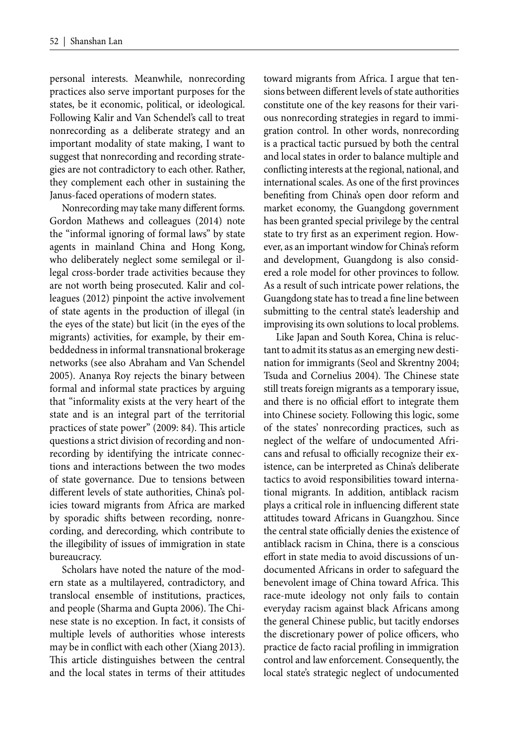personal interests. Meanwhile, nonrecording practices also serve important purposes for the states, be it economic, political, or ideological. Following Kalir and Van Schendel's call to treat nonrecording as a deliberate strategy and an important modality of state making, I want to suggest that nonrecording and recording strategies are not contradictory to each other. Rather, they complement each other in sustaining the Janus-faced operations of modern states.

Nonrecording may take many different forms. Gordon Mathews and colleagues (2014) note the "informal ignoring of formal laws" by state agents in mainland China and Hong Kong, who deliberately neglect some semilegal or illegal cross-border trade activities because they are not worth being prosecuted. Kalir and colleagues (2012) pinpoint the active involvement of state agents in the production of illegal (in the eyes of the state) but licit (in the eyes of the migrants) activities, for example, by their embeddedness in informal transnational brokerage networks (see also Abraham and Van Schendel 2005). Ananya Roy rejects the binary between formal and informal state practices by arguing that "informality exists at the very heart of the state and is an integral part of the territorial practices of state power" (2009: 84). This article questions a strict division of recording and nonrecording by identifying the intricate connections and interactions between the two modes of state governance. Due to tensions between different levels of state authorities, China's policies toward migrants from Africa are marked by sporadic shifts between recording, nonrecording, and derecording, which contribute to the illegibility of issues of immigration in state bureaucracy.

Scholars have noted the nature of the modern state as a multilayered, contradictory, and translocal ensemble of institutions, practices, and people (Sharma and Gupta 2006). The Chinese state is no exception. In fact, it consists of multiple levels of authorities whose interests may be in conflict with each other (Xiang 2013). This article distinguishes between the central and the local states in terms of their attitudes toward migrants from Africa. I argue that tensions between different levels of state authorities constitute one of the key reasons for their various nonrecording strategies in regard to immigration control. In other words, nonrecording is a practical tactic pursued by both the central and local states in order to balance multiple and conflicting interests at the regional, national, and international scales. As one of the first provinces benefiting from China's open door reform and market economy, the Guangdong government has been granted special privilege by the central state to try first as an experiment region. However, as an important window for China's reform and development, Guangdong is also considered a role model for other provinces to follow. As a result of such intricate power relations, the Guangdong state has to tread a fine line between submitting to the central state's leadership and improvising its own solutions to local problems.

Like Japan and South Korea, China is reluctant to admit its status as an emerging new destination for immigrants (Seol and Skrentny 2004; Tsuda and Cornelius 2004). The Chinese state still treats foreign migrants as a temporary issue, and there is no official effort to integrate them into Chinese society. Following this logic, some of the states' nonrecording practices, such as neglect of the welfare of undocumented Africans and refusal to officially recognize their existence, can be interpreted as China's deliberate tactics to avoid responsibilities toward international migrants. In addition, antiblack racism plays a critical role in influencing different state attitudes toward Africans in Guangzhou. Since the central state officially denies the existence of antiblack racism in China, there is a conscious effort in state media to avoid discussions of undocumented Africans in order to safeguard the benevolent image of China toward Africa. This race-mute ideology not only fails to contain everyday racism against black Africans among the general Chinese public, but tacitly endorses the discretionary power of police officers, who practice de facto racial profiling in immigration control and law enforcement. Consequently, the local state's strategic neglect of undocumented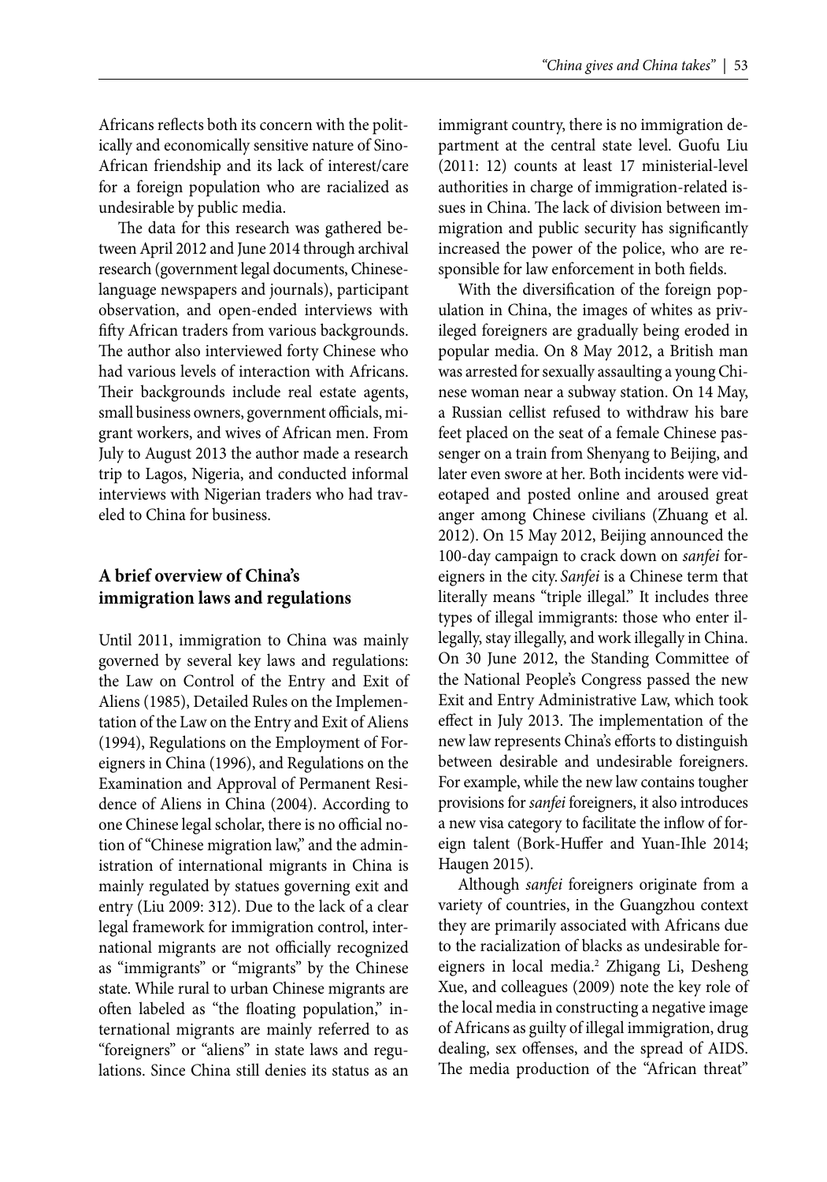Africans reflects both its concern with the politically and economically sensitive nature of Sino-African friendship and its lack of interest/care for a foreign population who are racialized as undesirable by public media.

The data for this research was gathered between April 2012 and June 2014 through archival research (government legal documents, Chinese-language newspapers and journals), participant observation, and open-ended interviews with fifty African traders from various backgrounds. The author also interviewed forty Chinese who had various levels of interaction with Africans. Their backgrounds include real estate agents, small business owners, government officials, migrant workers, and wives of African men. From July to August 2013 the author made a research trip to Lagos, Nigeria, and conducted informal interviews with Nigerian traders who had traveled to China for business.

## A brief overview of China's immigration laws and regulations

Until 2011, immigration to China was mainly governed by several key laws and regulations: the Law on Control of the Entry and Exit of Aliens (1985), Detailed Rules on the Implementation of the Law on the Entry and Exit of Aliens (1994), Regulations on the Employment of Foreigners in China (1996), and Regulations on the Examination and Approval of Permanent Residence of Aliens in China (2004). According to one Chinese legal scholar, there is no official notion of "Chinese migration law," and the administration of international migrants in China is mainly regulated by statues governing exit and entry (Liu 2009: 312). Due to the lack of a clear legal framework for immigration control, international migrants are not officially recognized as "immigrants" or "migrants" by the Chinese state. While rural to urban Chinese migrants are often labeled as "the floating population," international migrants are mainly referred to as "foreigners" or "aliens" in state laws and regulations. Since China still denies its status as an immigrant country, there is no immigration department at the central state level. Guofu Liu (2011: 12) counts at least 17 ministerial-level authorities in charge of immigration-related issues in China. The lack of division between immigration and public security has significantly increased the power of the police, who are responsible for law enforcement in both fields.

With the diversification of the foreign population in China, the images of whites as privileged foreigners are gradually being eroded in popular media. On 8 May 2012, a British man was arrested for sexually assaulting a young Chinese woman near a subway station. On 14 May, a Russian cellist refused to withdraw his bare feet placed on the seat of a female Chinese passenger on a train from Shenyang to Beijing, and later even swore at her. Both incidents were videotaped and posted online and aroused great anger among Chinese civilians (Zhuang et al. 2012). On 15 May 2012, Beijing announced the 100-day campaign to crack down on *sanfei* foreigners in the city. *Sanfei* is a Chinese term that literally means "triple illegal." It includes three types of illegal immigrants: those who enter illegally, stay illegally, and work illegally in China. On 30 June 2012, the Standing Committee of the National People's Congress passed the new Exit and Entry Administrative Law, which took effect in July 2013. The implementation of the new law represents China's efforts to distinguish between desirable and undesirable foreigners. For example, while the new law contains tougher provisions for *sanfei* foreigners, it also introduces a new visa category to facilitate the inflow of foreign talent (Bork-Huffer and Yuan-Ihle 2014; Haugen 2015).

Although *sanfei* foreigners originate from a variety of countries, in the Guangzhou context they are primarily associated with Africans due to the racialization of blacks as undesirable foreigners in local media.[2] Zhigang Li, Desheng Xue, and colleagues (2009) note the key role of the local media in constructing a negative image of Africans as guilty of illegal immigration, drug dealing, sex offenses, and the spread of AIDS. The media production of the "African threat"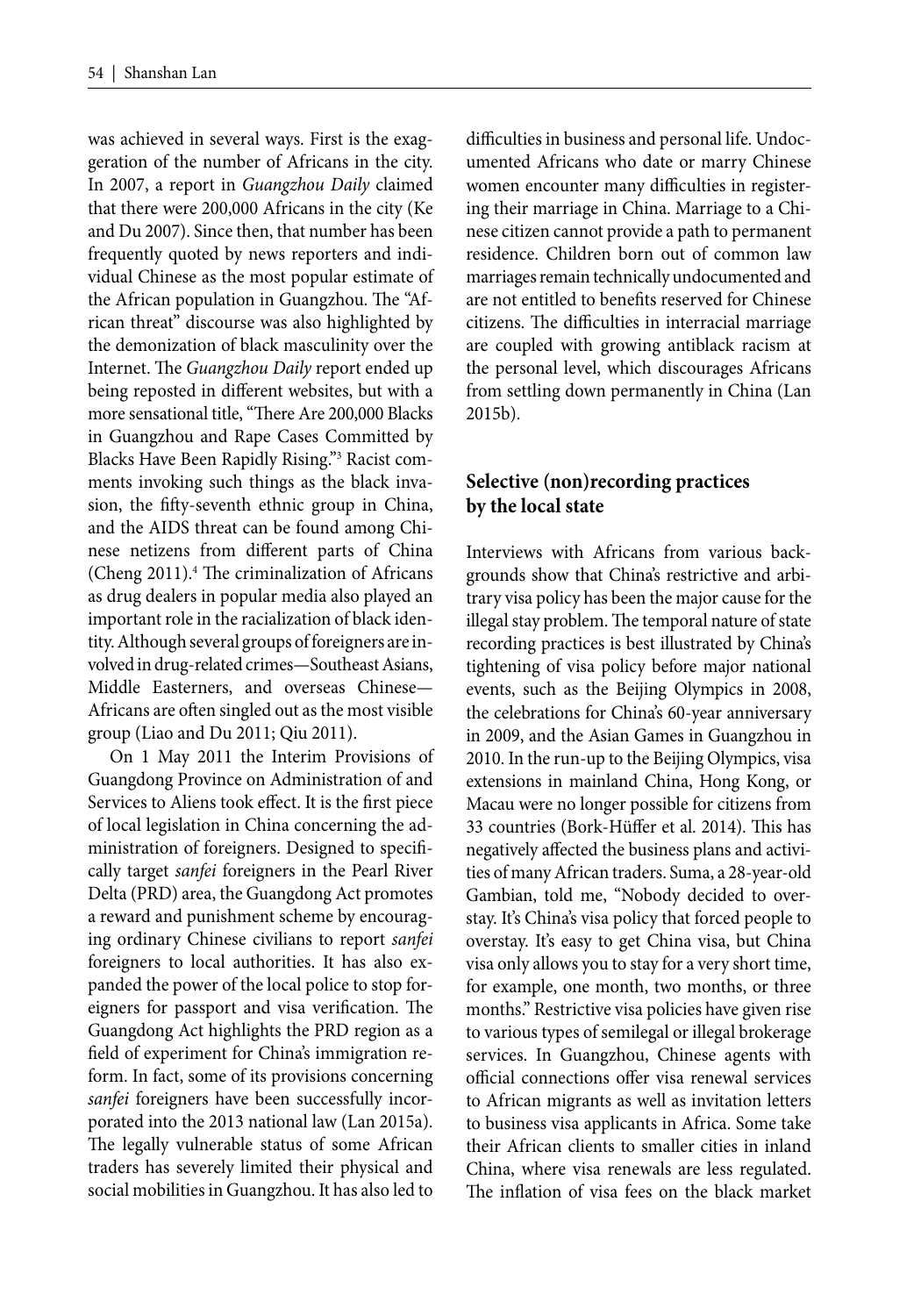was achieved in several ways. First is the exaggeration of the number of Africans in the city. In 2007, a report in *Guangzhou Daily* claimed that there were 200,000 Africans in the city (Ke and Du 2007). Since then, that number has been frequently quoted by news reporters and individual Chinese as the most popular estimate of the African population in Guangzhou. The "African threat" discourse was also highlighted by the demonization of black masculinity over the Internet. The *Guangzhou Daily* report ended up being reposted in different websites, but with a more sensational title, "There Are 200,000 Blacks in Guangzhou and Rape Cases Committed by Blacks Have Been Rapidly Rising."[3] Racist comments invoking such things as the black invasion, the fifty-seventh ethnic group in China, and the AIDS threat can be found among Chinese netizens from different parts of China (Cheng 2011).[4] The criminalization of Africans as drug dealers in popular media also played an important role in the racialization of black identity. Although several groups of foreigners are involved in drug-related crimes—Southeast Asians, Middle Easterners, and overseas Chinese—Africans are often singled out as the most visible group (Liao and Du 2011; Qiu 2011).

On 1 May 2011 the Interim Provisions of Guangdong Province on Administration of and Services to Aliens took effect. It is the first piece of local legislation in China concerning the administration of foreigners. Designed to specifically target *sanfei* foreigners in the Pearl River Delta (PRD) area, the Guangdong Act promotes a reward and punishment scheme by encouraging ordinary Chinese civilians to report *sanfei* foreigners to local authorities. It has also expanded the power of the local police to stop foreigners for passport and visa verification. The Guangdong Act highlights the PRD region as a field of experiment for China's immigration reform. In fact, some of its provisions concerning *sanfei* foreigners have been successfully incorporated into the 2013 national law (Lan 2015a). The legally vulnerable status of some African traders has severely limited their physical and social mobilities in Guangzhou. It has also led to difficulties in business and personal life. Undocumented Africans who date or marry Chinese women encounter many difficulties in registering their marriage in China. Marriage to a Chinese citizen cannot provide a path to permanent residence. Children born out of common law marriages remain technically undocumented and are not entitled to benefits reserved for Chinese citizens. The difficulties in interracial marriage are coupled with growing antiblack racism at the personal level, which discourages Africans from settling down permanently in China (Lan 2015b).

## Selective (non)recording practices by the local state

Interviews with Africans from various backgrounds show that China's restrictive and arbitrary visa policy has been the major cause for the illegal stay problem. The temporal nature of state recording practices is best illustrated by China's tightening of visa policy before major national events, such as the Beijing Olympics in 2008, the celebrations for China's 60-year anniversary in 2009, and the Asian Games in Guangzhou in 2010. In the run-up to the Beijing Olympics, visa extensions in mainland China, Hong Kong, or Macau were no longer possible for citizens from 33 countries (Bork-Hüffer et al. 2014). This has negatively affected the business plans and activities of many African traders. Suma, a 28-year-old Gambian, told me, "Nobody decided to overstay. It's China's visa policy that forced people to overstay. It's easy to get China visa, but China visa only allows you to stay for a very short time, for example, one month, two months, or three months." Restrictive visa policies have given rise to various types of semilegal or illegal brokerage services. In Guangzhou, Chinese agents with official connections offer visa renewal services to African migrants as well as invitation letters to business visa applicants in Africa. Some take their African clients to smaller cities in inland China, where visa renewals are less regulated. The inflation of visa fees on the black market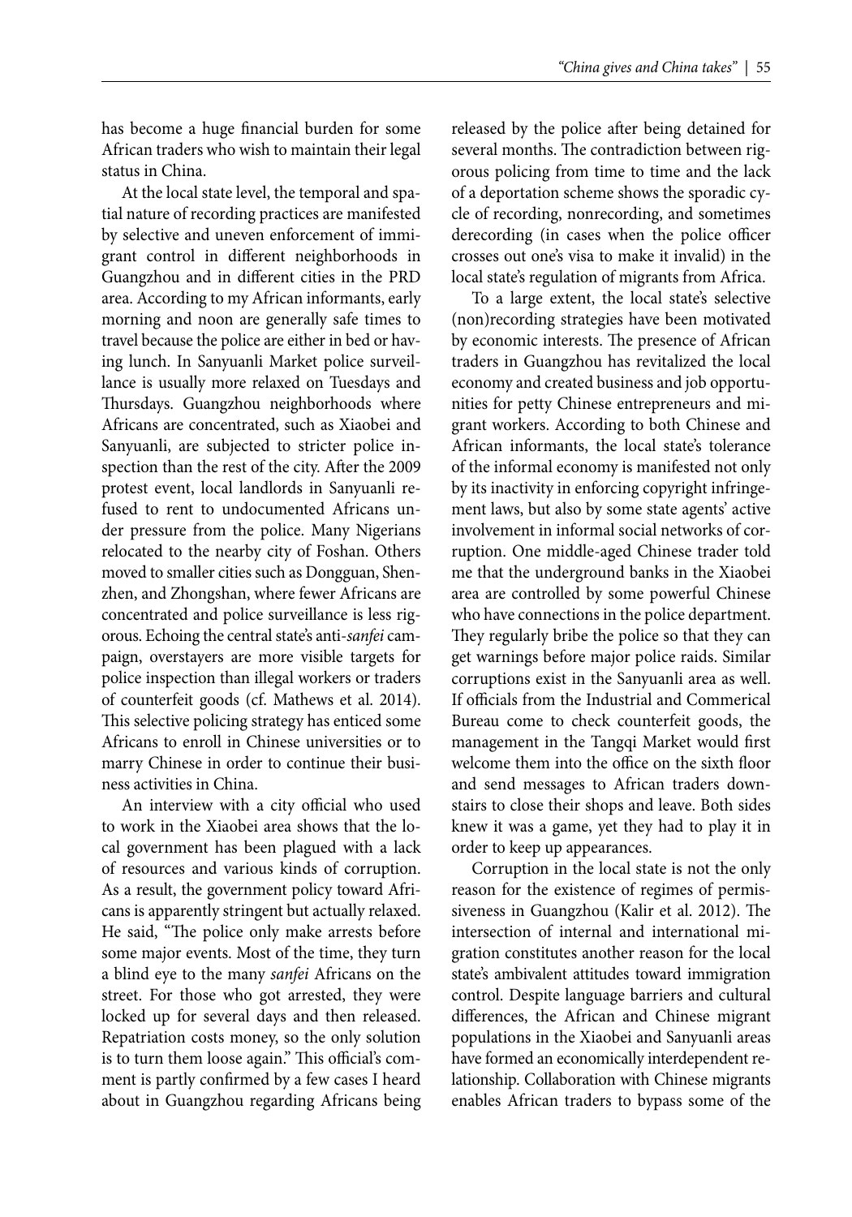has become a huge financial burden for some African traders who wish to maintain their legal status in China.

At the local state level, the temporal and spatial nature of recording practices are manifested by selective and uneven enforcement of immigrant control in different neighborhoods in Guangzhou and in different cities in the PRD area. According to my African informants, early morning and noon are generally safe times to travel because the police are either in bed or having lunch. In Sanyuanli Market police surveillance is usually more relaxed on Tuesdays and Thursdays. Guangzhou neighborhoods where Africans are concentrated, such as Xiaobei and Sanyuanli, are subjected to stricter police inspection than the rest of the city. After the 2009 protest event, local landlords in Sanyuanli refused to rent to undocumented Africans under pressure from the police. Many Nigerians relocated to the nearby city of Foshan. Others moved to smaller cities such as Dongguan, Shenzhen, and Zhongshan, where fewer Africans are concentrated and police surveillance is less rigorous. Echoing the central state's anti-*sanfei* campaign, overstayers are more visible targets for police inspection than illegal workers or traders of counterfeit goods (cf. Mathews et al. 2014). This selective policing strategy has enticed some Africans to enroll in Chinese universities or to marry Chinese in order to continue their business activities in China.

An interview with a city official who used to work in the Xiaobei area shows that the local government has been plagued with a lack of resources and various kinds of corruption. As a result, the government policy toward Africans is apparently stringent but actually relaxed. He said, "The police only make arrests before some major events. Most of the time, they turn a blind eye to the many *sanfei* Africans on the street. For those who got arrested, they were locked up for several days and then released. Repatriation costs money, so the only solution is to turn them loose again." This official's comment is partly confirmed by a few cases I heard about in Guangzhou regarding Africans being released by the police after being detained for several months. The contradiction between rigorous policing from time to time and the lack of a deportation scheme shows the sporadic cycle of recording, nonrecording, and sometimes derecording (in cases when the police officer crosses out one's visa to make it invalid) in the local state's regulation of migrants from Africa.

To a large extent, the local state's selective (non)recording strategies have been motivated by economic interests. The presence of African traders in Guangzhou has revitalized the local economy and created business and job opportunities for petty Chinese entrepreneurs and migrant workers. According to both Chinese and African informants, the local state's tolerance of the informal economy is manifested not only by its inactivity in enforcing copyright infringement laws, but also by some state agents' active involvement in informal social networks of corruption. One middle-aged Chinese trader told me that the underground banks in the Xiaobei area are controlled by some powerful Chinese who have connections in the police department. They regularly bribe the police so that they can get warnings before major police raids. Similar corruptions exist in the Sanyuanli area as well. If officials from the Industrial and Commerical Bureau come to check counterfeit goods, the management in the Tangqi Market would first welcome them into the office on the sixth floor and send messages to African traders downstairs to close their shops and leave. Both sides knew it was a game, yet they had to play it in order to keep up appearances.

Corruption in the local state is not the only reason for the existence of regimes of permissiveness in Guangzhou (Kalir et al. 2012). The intersection of internal and international migration constitutes another reason for the local state's ambivalent attitudes toward immigration control. Despite language barriers and cultural differences, the African and Chinese migrant populations in the Xiaobei and Sanyuanli areas have formed an economically interdependent relationship. Collaboration with Chinese migrants enables African traders to bypass some of the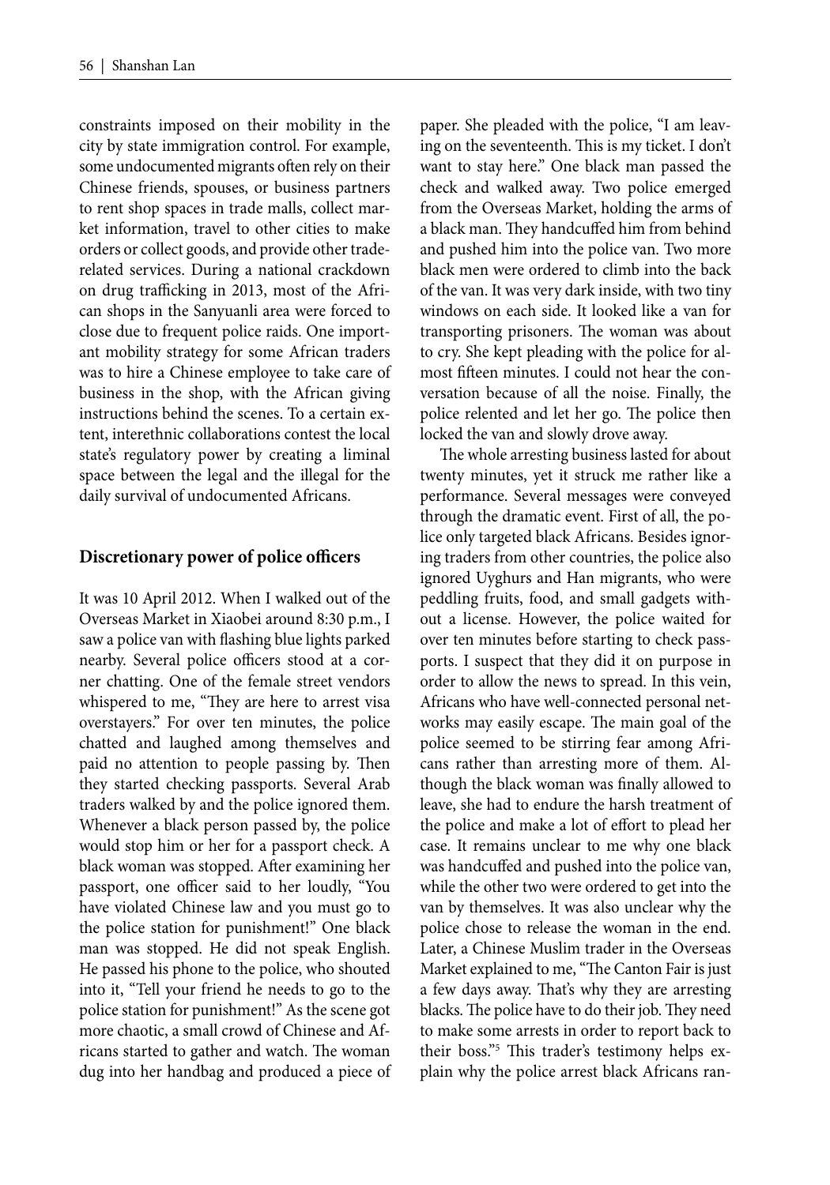constraints imposed on their mobility in the city by state immigration control. For example, some undocumented migrants often rely on their Chinese friends, spouses, or business partners to rent shop spaces in trade malls, collect market information, travel to other cities to make orders or collect goods, and provide other trade-related services. During a national crackdown on drug trafficking in 2013, most of the African shops in the Sanyuanli area were forced to close due to frequent police raids. One important mobility strategy for some African traders was to hire a Chinese employee to take care of business in the shop, with the African giving instructions behind the scenes. To a certain extent, interethnic collaborations contest the local state's regulatory power by creating a liminal space between the legal and the illegal for the daily survival of undocumented Africans.

## Discretionary power of police officers

It was 10 April 2012. When I walked out of the Overseas Market in Xiaobei around 8:30 p.m., I saw a police van with flashing blue lights parked nearby. Several police officers stood at a corner chatting. One of the female street vendors whispered to me, "They are here to arrest visa overstayers." For over ten minutes, the police chatted and laughed among themselves and paid no attention to people passing by. Then they started checking passports. Several Arab traders walked by and the police ignored them. Whenever a black person passed by, the police would stop him or her for a passport check. A black woman was stopped. After examining her passport, one officer said to her loudly, "You have violated Chinese law and you must go to the police station for punishment!" One black man was stopped. He did not speak English. He passed his phone to the police, who shouted into it, "Tell your friend he needs to go to the police station for punishment!" As the scene got more chaotic, a small crowd of Chinese and Africans started to gather and watch. The woman dug into her handbag and produced a piece of paper. She pleaded with the police, "I am leaving on the seventeenth. This is my ticket. I don't want to stay here." One black man passed the check and walked away. Two police emerged from the Overseas Market, holding the arms of a black man. They handcuffed him from behind and pushed him into the police van. Two more black men were ordered to climb into the back of the van. It was very dark inside, with two tiny windows on each side. It looked like a van for transporting prisoners. The woman was about to cry. She kept pleading with the police for almost fifteen minutes. I could not hear the conversation because of all the noise. Finally, the police relented and let her go. The police then locked the van and slowly drove away.

The whole arresting business lasted for about twenty minutes, yet it struck me rather like a performance. Several messages were conveyed through the dramatic event. First of all, the police only targeted black Africans. Besides ignoring traders from other countries, the police also ignored Uyghurs and Han migrants, who were peddling fruits, food, and small gadgets without a license. However, the police waited for over ten minutes before starting to check passports. I suspect that they did it on purpose in order to allow the news to spread. In this vein, Africans who have well-connected personal networks may easily escape. The main goal of the police seemed to be stirring fear among Africans rather than arresting more of them. Although the black woman was finally allowed to leave, she had to endure the harsh treatment of the police and make a lot of effort to plead her case. It remains unclear to me why one black was handcuffed and pushed into the police van, while the other two were ordered to get into the van by themselves. It was also unclear why the police chose to release the woman in the end. Later, a Chinese Muslim trader in the Overseas Market explained to me, "The Canton Fair is just a few days away. That's why they are arresting blacks. The police have to do their job. They need to make some arrests in order to report back to their boss."[5] This trader's testimony helps explain why the police arrest black Africans ran-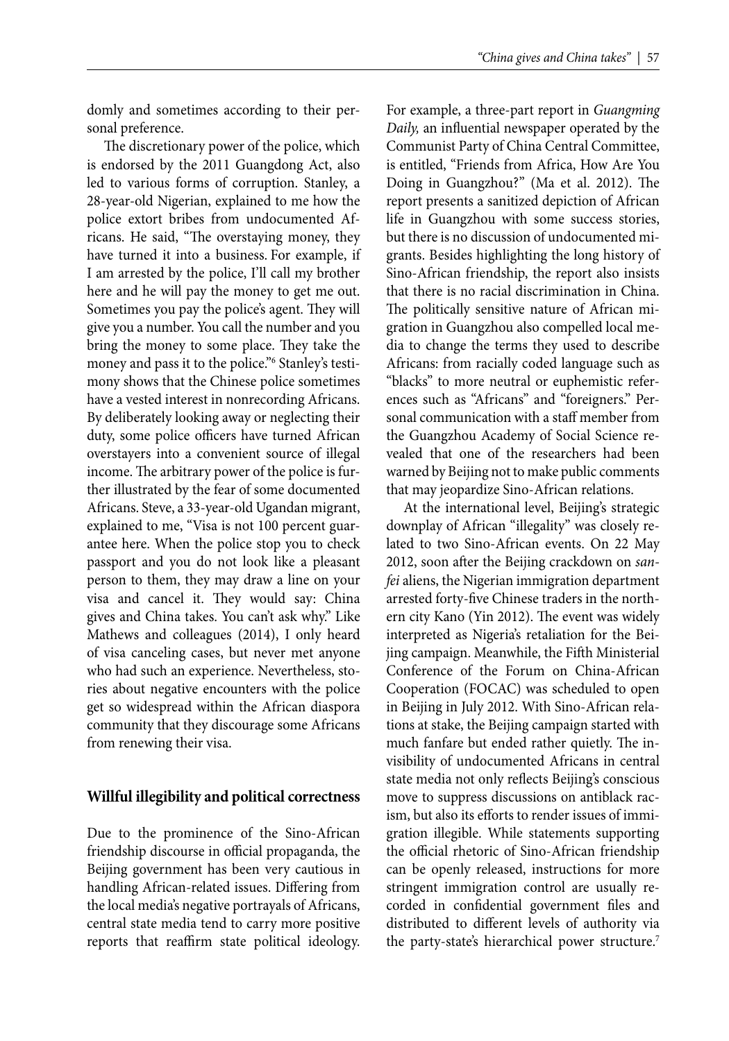domly and sometimes according to their personal preference.

The discretionary power of the police, which is endorsed by the 2011 Guangdong Act, also led to various forms of corruption. Stanley, a 28-year-old Nigerian, explained to me how the police extort bribes from undocumented Africans. He said, "The overstaying money, they have turned it into a business. For example, if I am arrested by the police, I'll call my brother here and he will pay the money to get me out. Sometimes you pay the police's agent. They will give you a number. You call the number and you bring the money to some place. They take the money and pass it to the police."[6] Stanley's testimony shows that the Chinese police sometimes have a vested interest in nonrecording Africans. By deliberately looking away or neglecting their duty, some police officers have turned African overstayers into a convenient source of illegal income. The arbitrary power of the police is further illustrated by the fear of some documented Africans. Steve, a 33-year-old Ugandan migrant, explained to me, "Visa is not 100 percent guarantee here. When the police stop you to check passport and you do not look like a pleasant person to them, they may draw a line on your visa and cancel it. They would say: China gives and China takes. You can't ask why." Like Mathews and colleagues (2014), I only heard of visa canceling cases, but never met anyone who had such an experience. Nevertheless, stories about negative encounters with the police get so widespread within the African diaspora community that they discourage some Africans from renewing their visa.

## Willful illegibility and political correctness

Due to the prominence of the Sino-African friendship discourse in official propaganda, the Beijing government has been very cautious in handling African-related issues. Differing from the local media's negative portrayals of Africans, central state media tend to carry more positive reports that reaffirm state political ideology. For example, a three-part report in *Guangming Daily,* an influential newspaper operated by the Communist Party of China Central Committee, is entitled, "Friends from Africa, How Are You Doing in Guangzhou?" (Ma et al. 2012). The report presents a sanitized depiction of African life in Guangzhou with some success stories, but there is no discussion of undocumented migrants. Besides highlighting the long history of Sino-African friendship, the report also insists that there is no racial discrimination in China. The politically sensitive nature of African migration in Guangzhou also compelled local media to change the terms they used to describe Africans: from racially coded language such as "blacks" to more neutral or euphemistic references such as "Africans" and "foreigners." Personal communication with a staff member from the Guangzhou Academy of Social Science revealed that one of the researchers had been warned by Beijing not to make public comments that may jeopardize Sino-African relations.

At the international level, Beijing's strategic downplay of African "illegality" was closely related to two Sino-African events. On 22 May 2012, soon after the Beijing crackdown on *sanfei* aliens, the Nigerian immigration department arrested forty-five Chinese traders in the northern city Kano (Yin 2012). The event was widely interpreted as Nigeria's retaliation for the Beijing campaign. Meanwhile, the Fifth Ministerial Conference of the Forum on China-African Cooperation (FOCAC) was scheduled to open in Beijing in July 2012. With Sino-African relations at stake, the Beijing campaign started with much fanfare but ended rather quietly. The invisibility of undocumented Africans in central state media not only reflects Beijing's conscious move to suppress discussions on antiblack racism, but also its efforts to render issues of immigration illegible. While statements supporting the official rhetoric of Sino-African friendship can be openly released, instructions for more stringent immigration control are usually recorded in confidential government files and distributed to different levels of authority via the party-state's hierarchical power structure.[7]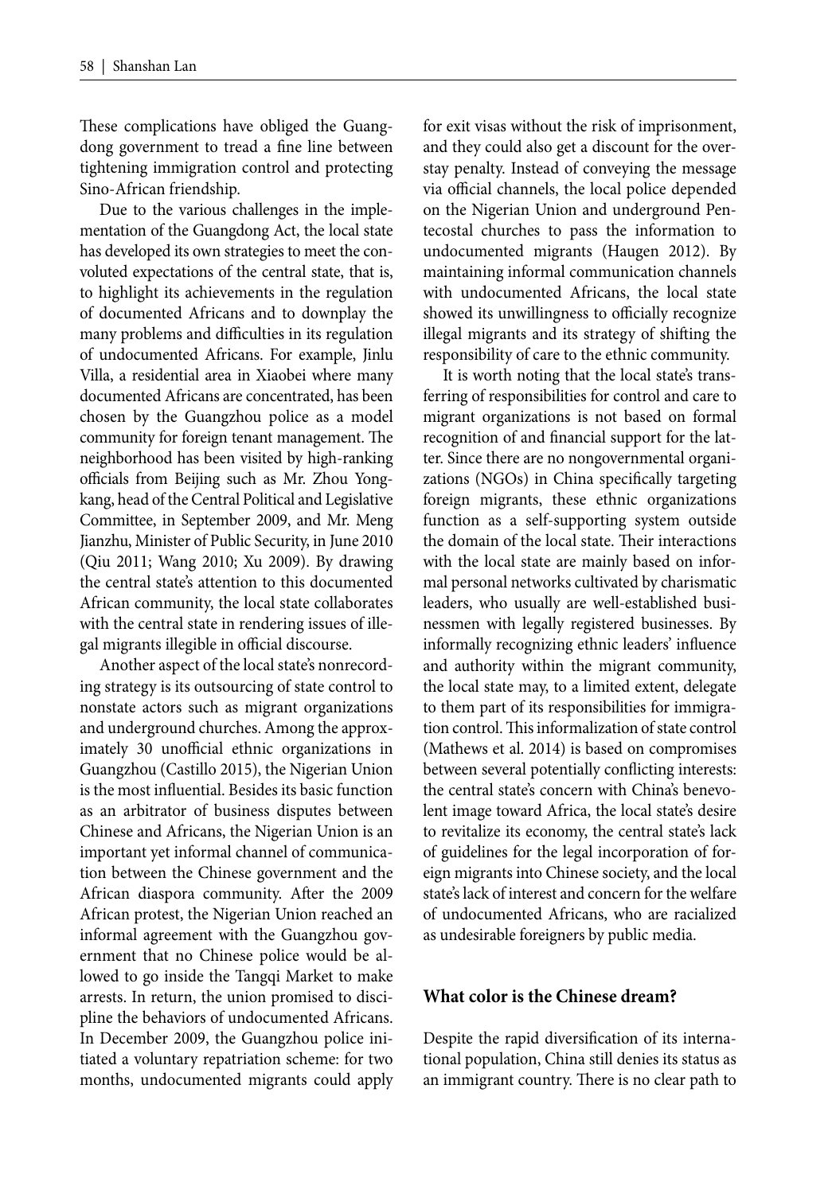These complications have obliged the Guangdong government to tread a fine line between tightening immigration control and protecting Sino-African friendship.

Due to the various challenges in the implementation of the Guangdong Act, the local state has developed its own strategies to meet the convoluted expectations of the central state, that is, to highlight its achievements in the regulation of documented Africans and to downplay the many problems and difficulties in its regulation of undocumented Africans. For example, Jinlu Villa, a residential area in Xiaobei where many documented Africans are concentrated, has been chosen by the Guangzhou police as a model community for foreign tenant management. The neighborhood has been visited by high-ranking officials from Beijing such as Mr. Zhou Yongkang, head of the Central Political and Legislative Committee, in September 2009, and Mr. Meng Jianzhu, Minister of Public Security, in June 2010 (Qiu 2011; Wang 2010; Xu 2009). By drawing the central state's attention to this documented African community, the local state collaborates with the central state in rendering issues of illegal migrants illegible in official discourse.

Another aspect of the local state's nonrecording strategy is its outsourcing of state control to nonstate actors such as migrant organizations and underground churches. Among the approximately 30 unofficial ethnic organizations in Guangzhou (Castillo 2015), the Nigerian Union is the most influential. Besides its basic function as an arbitrator of business disputes between Chinese and Africans, the Nigerian Union is an important yet informal channel of communication between the Chinese government and the African diaspora community. After the 2009 African protest, the Nigerian Union reached an informal agreement with the Guangzhou government that no Chinese police would be allowed to go inside the Tangqi Market to make arrests. In return, the union promised to discipline the behaviors of undocumented Africans. In December 2009, the Guangzhou police initiated a voluntary repatriation scheme: for two months, undocumented migrants could apply for exit visas without the risk of imprisonment, and they could also get a discount for the overstay penalty. Instead of conveying the message via official channels, the local police depended on the Nigerian Union and underground Pentecostal churches to pass the information to undocumented migrants (Haugen 2012). By maintaining informal communication channels with undocumented Africans, the local state showed its unwillingness to officially recognize illegal migrants and its strategy of shifting the responsibility of care to the ethnic community.

It is worth noting that the local state's transferring of responsibilities for control and care to migrant organizations is not based on formal recognition of and financial support for the latter. Since there are no nongovernmental organizations (NGOs) in China specifically targeting foreign migrants, these ethnic organizations function as a self-supporting system outside the domain of the local state. Their interactions with the local state are mainly based on informal personal networks cultivated by charismatic leaders, who usually are well-established businessmen with legally registered businesses. By informally recognizing ethnic leaders' influence and authority within the migrant community, the local state may, to a limited extent, delegate to them part of its responsibilities for immigration control. This informalization of state control (Mathews et al. 2014) is based on compromises between several potentially conflicting interests: the central state's concern with China's benevolent image toward Africa, the local state's desire to revitalize its economy, the central state's lack of guidelines for the legal incorporation of foreign migrants into Chinese society, and the local state's lack of interest and concern for the welfare of undocumented Africans, who are racialized as undesirable foreigners by public media.

## What color is the Chinese dream?

Despite the rapid diversification of its international population, China still denies its status as an immigrant country. There is no clear path to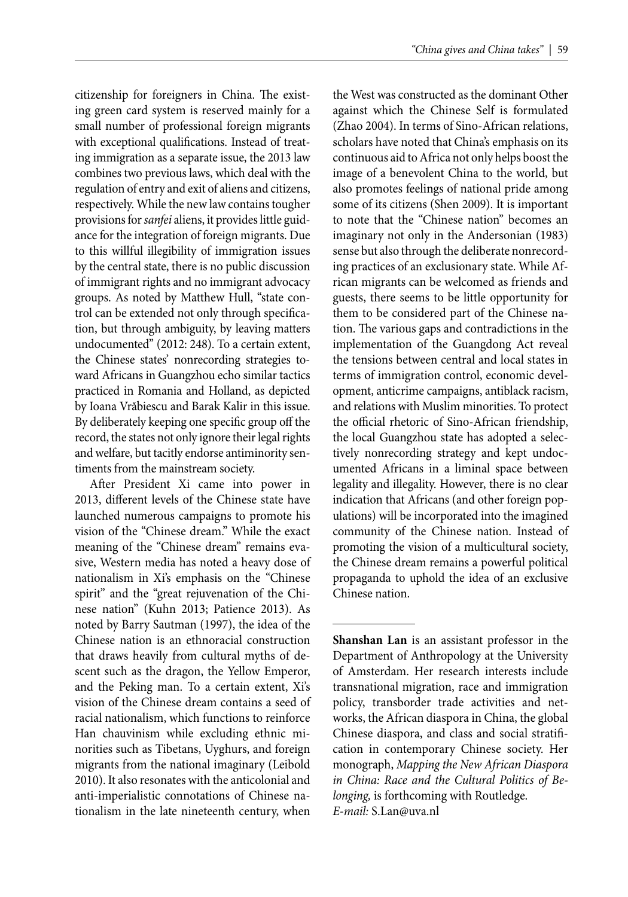citizenship for foreigners in China. The existing green card system is reserved mainly for a small number of professional foreign migrants with exceptional qualifications. Instead of treating immigration as a separate issue, the 2013 law combines two previous laws, which deal with the regulation of entry and exit of aliens and citizens, respectively. While the new law contains tougher provisions for *sanfei* aliens, it provides little guidance for the integration of foreign migrants. Due to this willful illegibility of immigration issues by the central state, there is no public discussion of immigrant rights and no immigrant advocacy groups. As noted by Matthew Hull, "state control can be extended not only through specification, but through ambiguity, by leaving matters undocumented" (2012: 248). To a certain extent, the Chinese states' nonrecording strategies toward Africans in Guangzhou echo similar tactics practiced in Romania and Holland, as depicted by Ioana Vrăbiescu and Barak Kalir in this issue. By deliberately keeping one specific group off the record, the states not only ignore their legal rights and welfare, but tacitly endorse antiminority sentiments from the mainstream society.

After President Xi came into power in 2013, different levels of the Chinese state have launched numerous campaigns to promote his vision of the "Chinese dream." While the exact meaning of the "Chinese dream" remains evasive, Western media has noted a heavy dose of nationalism in Xi's emphasis on the "Chinese spirit" and the "great rejuvenation of the Chinese nation" (Kuhn 2013; Patience 2013). As noted by Barry Sautman (1997), the idea of the Chinese nation is an ethnoracial construction that draws heavily from cultural myths of descent such as the dragon, the Yellow Emperor, and the Peking man. To a certain extent, Xi's vision of the Chinese dream contains a seed of racial nationalism, which functions to reinforce Han chauvinism while excluding ethnic minorities such as Tibetans, Uyghurs, and foreign migrants from the national imaginary (Leibold 2010). It also resonates with the anticolonial and anti-imperialistic connotations of Chinese nationalism in the late nineteenth century, when the West was constructed as the dominant Other against which the Chinese Self is formulated (Zhao 2004). In terms of Sino-African relations, scholars have noted that China's emphasis on its continuous aid to Africa not only helps boost the image of a benevolent China to the world, but also promotes feelings of national pride among some of its citizens (Shen 2009). It is important to note that the "Chinese nation" becomes an imaginary not only in the Andersonian (1983) sense but also through the deliberate nonrecording practices of an exclusionary state. While African migrants can be welcomed as friends and guests, there seems to be little opportunity for them to be considered part of the Chinese nation. The various gaps and contradictions in the implementation of the Guangdong Act reveal the tensions between central and local states in terms of immigration control, economic development, anticrime campaigns, antiblack racism, and relations with Muslim minorities. To protect the official rhetoric of Sino-African friendship, the local Guangzhou state has adopted a selectively nonrecording strategy and kept undocumented Africans in a liminal space between legality and illegality. However, there is no clear indication that Africans (and other foreign populations) will be incorporated into the imagined community of the Chinese nation. Instead of promoting the vision of a multicultural society, the Chinese dream remains a powerful political propaganda to uphold the idea of an exclusive Chinese nation.

---

**Shanshan Lan** is an assistant professor in the Department of Anthropology at the University of Amsterdam. Her research interests include transnational migration, race and immigration policy, transborder trade activities and networks, the African diaspora in China, the global Chinese diaspora, and class and social stratification in contemporary Chinese society. Her monograph, *Mapping the New African Diaspora in China: Race and the Cultural Politics of Belonging,* is forthcoming with Routledge.
*E-mail:* S.Lan@uva.nl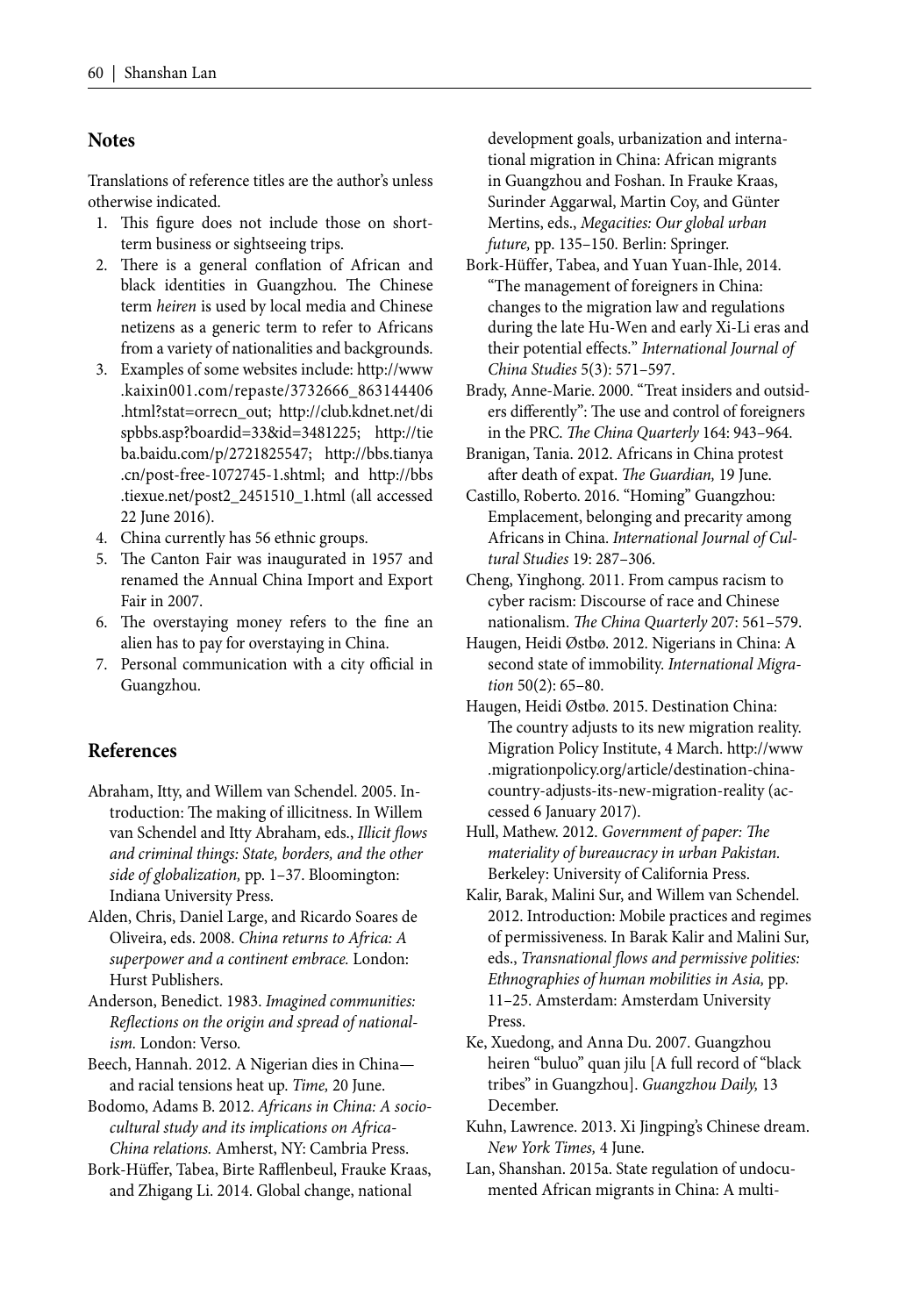## Notes

Translations of reference titles are the author's unless otherwise indicated.

1. This figure does not include those on short-term business or sightseeing trips.
2. There is a general conflation of African and black identities in Guangzhou. The Chinese term *heiren* is used by local media and Chinese netizens as a generic term to refer to Africans from a variety of nationalities and backgrounds.
3. Examples of some websites include: http://www.kaixin001.com/repaste/3732666_863144406.html?stat=orrecn_out; http://club.kdnet.net/dispbbs.asp?boardid=33&id=3481225; http://tieba.baidu.com/p/2721825547; http://bbs.tianya.cn/post-free-1072745-1.shtml; and http://bbs.tiexue.net/post2_2451510_1.html (all accessed 22 June 2016).
4. China currently has 56 ethnic groups.
5. The Canton Fair was inaugurated in 1957 and renamed the Annual China Import and Export Fair in 2007.
6. The overstaying money refers to the fine an alien has to pay for overstaying in China.
7. Personal communication with a city official in Guangzhou.

## References

Abraham, Itty, and Willem van Schendel. 2005. Introduction: The making of illicitness. In Willem van Schendel and Itty Abraham, eds., *Illicit flows and criminal things: State, borders, and the other side of globalization,* pp. 1–37. Bloomington: Indiana University Press.

Alden, Chris, Daniel Large, and Ricardo Soares de Oliveira, eds. 2008. *China returns to Africa: A superpower and a continent embrace.* London: Hurst Publishers.

Anderson, Benedict. 1983. *Imagined communities: Reflections on the origin and spread of nationalism.* London: Verso.

Beech, Hannah. 2012. A Nigerian dies in China—and racial tensions heat up. *Time,* 20 June.

Bodomo, Adams B. 2012. *Africans in China: A sociocultural study and its implications on Africa-China relations.* Amherst, NY: Cambria Press.

Bork-Hüffer, Tabea, Birte Rafflenbeul, Frauke Kraas, and Zhigang Li. 2014. Global change, national development goals, urbanization and international migration in China: African migrants in Guangzhou and Foshan. In Frauke Kraas, Surinder Aggarwal, Martin Coy, and Günter Mertins, eds., *Megacities: Our global urban future,* pp. 135–150. Berlin: Springer.

Bork-Hüffer, Tabea, and Yuan Yuan-Ihle, 2014. "The management of foreigners in China: changes to the migration law and regulations during the late Hu-Wen and early Xi-Li eras and their potential effects." *International Journal of China Studies* 5(3): 571–597.

Brady, Anne-Marie. 2000. "Treat insiders and outsiders differently": The use and control of foreigners in the PRC. *The China Quarterly* 164: 943–964.

Branigan, Tania. 2012. Africans in China protest after death of expat. *The Guardian,* 19 June.

Castillo, Roberto. 2016. "Homing" Guangzhou: Emplacement, belonging and precarity among Africans in China. *International Journal of Cultural Studies* 19: 287–306.

Cheng, Yinghong. 2011. From campus racism to cyber racism: Discourse of race and Chinese nationalism. *The China Quarterly* 207: 561–579.

Haugen, Heidi Østbø. 2012. Nigerians in China: A second state of immobility. *International Migration* 50(2): 65–80.

Haugen, Heidi Østbø. 2015. Destination China: The country adjusts to its new migration reality. Migration Policy Institute, 4 March. http://www.migrationpolicy.org/article/destination-china-country-adjusts-its-new-migration-reality (accessed 6 January 2017).

Hull, Mathew. 2012. *Government of paper: The materiality of bureaucracy in urban Pakistan.* Berkeley: University of California Press.

Kalir, Barak, Malini Sur, and Willem van Schendel. 2012. Introduction: Mobile practices and regimes of permissiveness. In Barak Kalir and Malini Sur, eds., *Transnational flows and permissive polities: Ethnographies of human mobilities in Asia,* pp. 11–25. Amsterdam: Amsterdam University Press.

Ke, Xuedong, and Anna Du. 2007. Guangzhou heiren "buluo" quan jilu [A full record of "black tribes" in Guangzhou]. *Guangzhou Daily,* 13 December.

Kuhn, Lawrence. 2013. Xi Jingping's Chinese dream. *New York Times,* 4 June.

Lan, Shanshan. 2015a. State regulation of undocumented African migrants in China: A multi-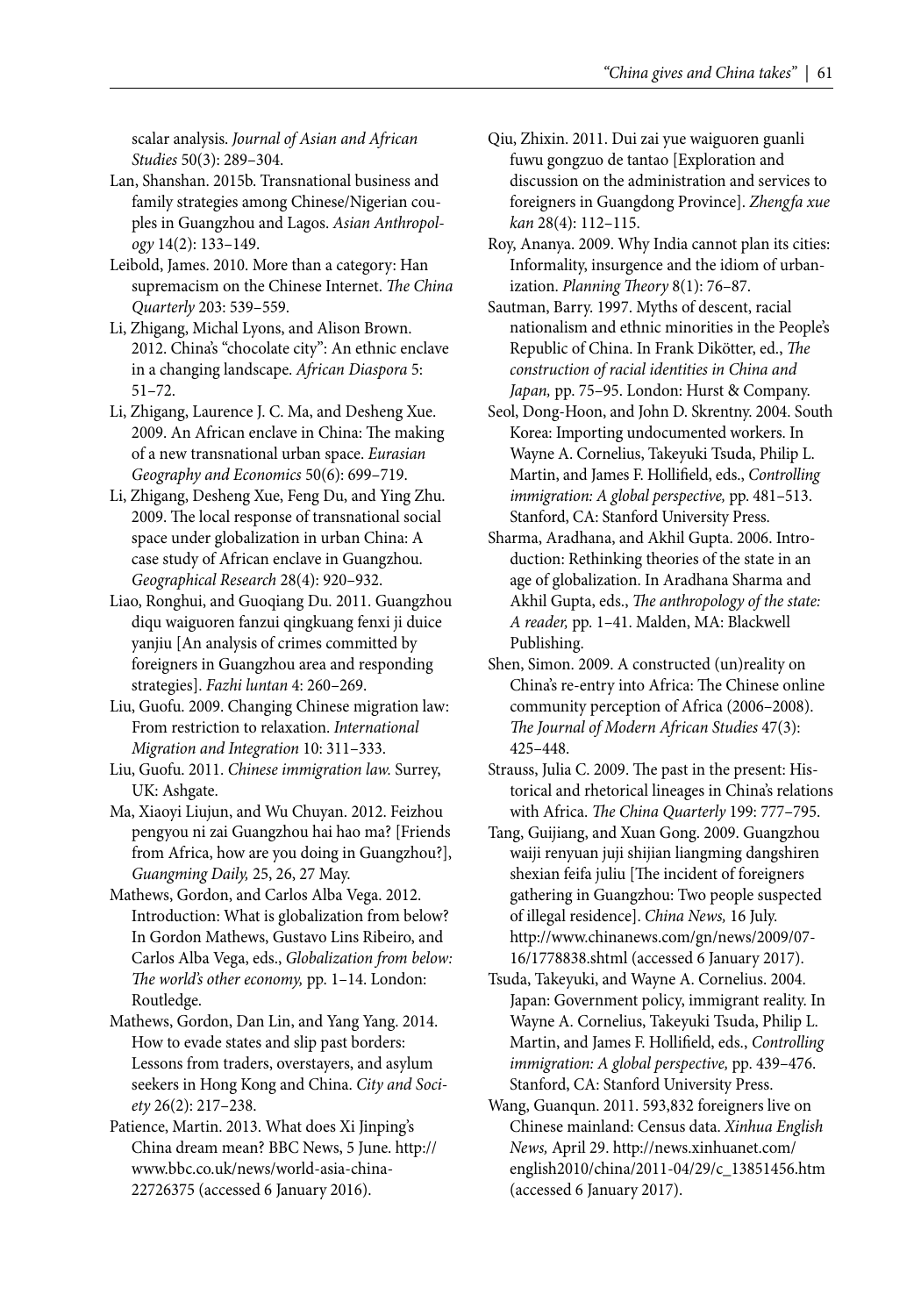scalar analysis. *Journal of Asian and African Studies* 50(3): 289–304.

Lan, Shanshan. 2015b. Transnational business and family strategies among Chinese/Nigerian couples in Guangzhou and Lagos. *Asian Anthropology* 14(2): 133–149.

Leibold, James. 2010. More than a category: Han supremacism on the Chinese Internet. *The China Quarterly* 203: 539–559.

Li, Zhigang, Michal Lyons, and Alison Brown. 2012. China's "chocolate city": An ethnic enclave in a changing landscape. *African Diaspora* 5: 51–72.

Li, Zhigang, Laurence J. C. Ma, and Desheng Xue. 2009. An African enclave in China: The making of a new transnational urban space. *Eurasian Geography and Economics* 50(6): 699–719.

Li, Zhigang, Desheng Xue, Feng Du, and Ying Zhu. 2009. The local response of transnational social space under globalization in urban China: A case study of African enclave in Guangzhou. *Geographical Research* 28(4): 920–932.

Liao, Ronghui, and Guoqiang Du. 2011. Guangzhou diqu waiguoren fanzui qingkuang fenxi ji duice yanjiu [An analysis of crimes committed by foreigners in Guangzhou area and responding strategies]. *Fazhi luntan* 4: 260–269.

Liu, Guofu. 2009. Changing Chinese migration law: From restriction to relaxation. *International Migration and Integration* 10: 311–333.

Liu, Guofu. 2011. *Chinese immigration law.* Surrey, UK: Ashgate.

Ma, Xiaoyi Liujun, and Wu Chuyan. 2012. Feizhou pengyou ni zai Guangzhou hai hao ma? [Friends from Africa, how are you doing in Guangzhou?], *Guangming Daily,* 25, 26, 27 May.

Mathews, Gordon, and Carlos Alba Vega. 2012. Introduction: What is globalization from below? In Gordon Mathews, Gustavo Lins Ribeiro, and Carlos Alba Vega, eds., *Globalization from below: The world's other economy,* pp. 1–14. London: Routledge.

Mathews, Gordon, Dan Lin, and Yang Yang. 2014. How to evade states and slip past borders: Lessons from traders, overstayers, and asylum seekers in Hong Kong and China. *City and Society* 26(2): 217–238.

Patience, Martin. 2013. What does Xi Jinping's China dream mean? BBC News, 5 June. http://www.bbc.co.uk/news/world-asia-china-22726375 (accessed 6 January 2016).

Qiu, Zhixin. 2011. Dui zai yue waiguoren guanli fuwu gongzuo de tantao [Exploration and discussion on the administration and services to foreigners in Guangdong Province]. *Zhengfa xue kan* 28(4): 112–115.

Roy, Ananya. 2009. Why India cannot plan its cities: Informality, insurgence and the idiom of urbanization. *Planning Theory* 8(1): 76–87.

Sautman, Barry. 1997. Myths of descent, racial nationalism and ethnic minorities in the People's Republic of China. In Frank Dikötter, ed., *The construction of racial identities in China and Japan,* pp. 75–95. London: Hurst & Company.

Seol, Dong-Hoon, and John D. Skrentny. 2004. South Korea: Importing undocumented workers. In Wayne A. Cornelius, Takeyuki Tsuda, Philip L. Martin, and James F. Hollifield, eds., *Controlling immigration: A global perspective,* pp. 481–513. Stanford, CA: Stanford University Press.

Sharma, Aradhana, and Akhil Gupta. 2006. Introduction: Rethinking theories of the state in an age of globalization. In Aradhana Sharma and Akhil Gupta, eds., *The anthropology of the state: A reader,* pp. 1–41. Malden, MA: Blackwell Publishing.

Shen, Simon. 2009. A constructed (un)reality on China's re-entry into Africa: The Chinese online community perception of Africa (2006–2008). *The Journal of Modern African Studies* 47(3): 425–448.

Strauss, Julia C. 2009. The past in the present: Historical and rhetorical lineages in China's relations with Africa. *The China Quarterly* 199: 777–795.

Tang, Guijiang, and Xuan Gong. 2009. Guangzhou waiji renyuan juji shijian liangming dangshiren shexian feifa juliu [The incident of foreigners gathering in Guangzhou: Two people suspected of illegal residence]. *China News,* 16 July. http://www.chinanews.com/gn/news/2009/07-16/1778838.shtml (accessed 6 January 2017).

Tsuda, Takeyuki, and Wayne A. Cornelius. 2004. Japan: Government policy, immigrant reality. In Wayne A. Cornelius, Takeyuki Tsuda, Philip L. Martin, and James F. Hollifield, eds., *Controlling immigration: A global perspective,* pp. 439–476. Stanford, CA: Stanford University Press.

Wang, Guanqun. 2011. 593,832 foreigners live on Chinese mainland: Census data. *Xinhua English News,* April 29. http://news.xinhuanet.com/english2010/china/2011-04/29/c_13851456.htm (accessed 6 January 2017).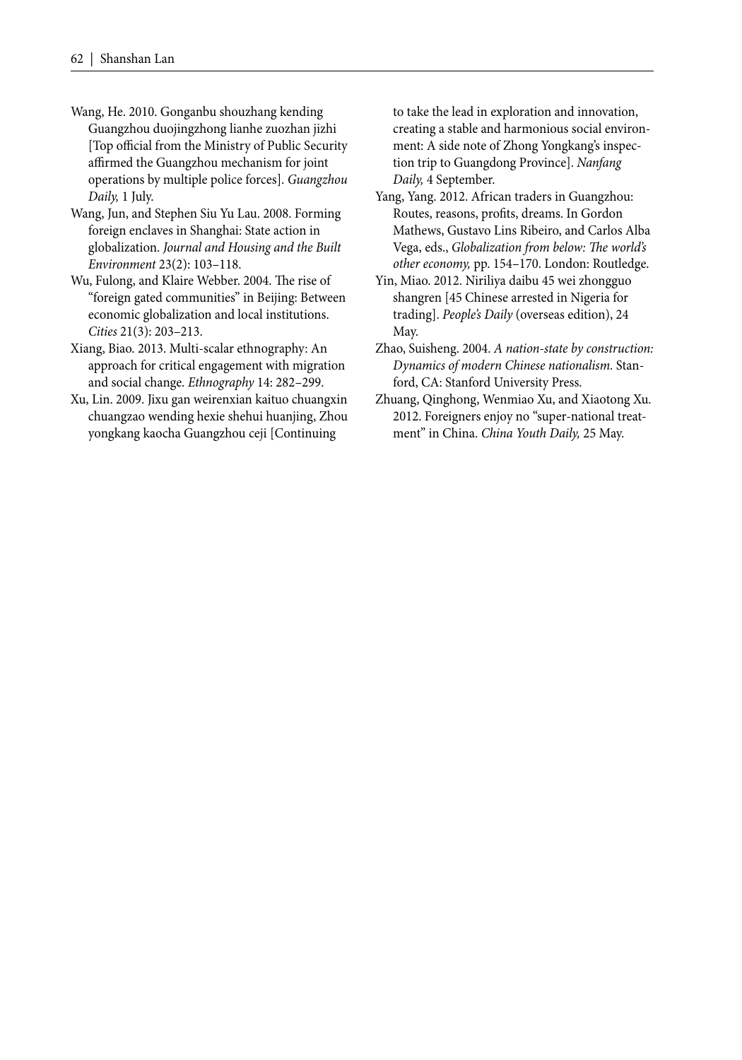Wang, He. 2010. Gonganbu shouzhang kending Guangzhou duojingzhong lianhe zuozhan jizhi [Top official from the Ministry of Public Security affirmed the Guangzhou mechanism for joint operations by multiple police forces]. *Guangzhou Daily,* 1 July.

Wang, Jun, and Stephen Siu Yu Lau. 2008. Forming foreign enclaves in Shanghai: State action in globalization. *Journal and Housing and the Built Environment* 23(2): 103–118.

Wu, Fulong, and Klaire Webber. 2004. The rise of "foreign gated communities" in Beijing: Between economic globalization and local institutions. *Cities* 21(3): 203–213.

Xiang, Biao. 2013. Multi-scalar ethnography: An approach for critical engagement with migration and social change. *Ethnography* 14: 282–299.

Xu, Lin. 2009. Jixu gan weirenxian kaituo chuangxin chuangzao wending hexie shehui huanjing, Zhou yongkang kaocha Guangzhou ceji [Continuing to take the lead in exploration and innovation, creating a stable and harmonious social environment: A side note of Zhong Yongkang's inspection trip to Guangdong Province]. *Nanfang Daily,* 4 September.

Yang, Yang. 2012. African traders in Guangzhou: Routes, reasons, profits, dreams. In Gordon Mathews, Gustavo Lins Ribeiro, and Carlos Alba Vega, eds., *Globalization from below: The world's other economy,* pp. 154–170. London: Routledge.

Yin, Miao. 2012. Niriliya daibu 45 wei zhongguo shangren [45 Chinese arrested in Nigeria for trading]. *People's Daily* (overseas edition), 24 May.

Zhao, Suisheng. 2004. *A nation-state by construction: Dynamics of modern Chinese nationalism.* Stanford, CA: Stanford University Press.

Zhuang, Qinghong, Wenmiao Xu, and Xiaotong Xu. 2012. Foreigners enjoy no "super-national treatment" in China. *China Youth Daily,* 25 May.